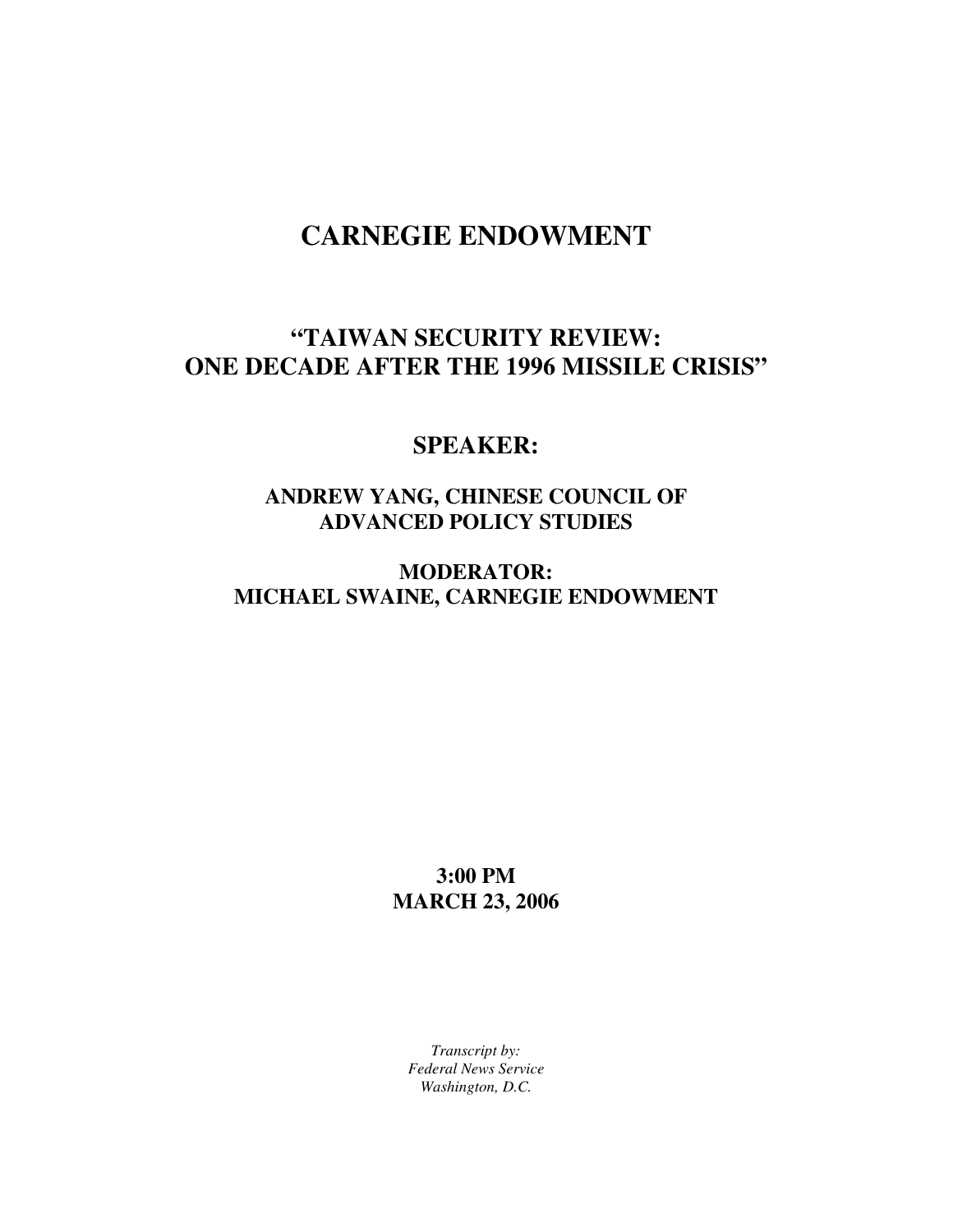# CARNEGIE ENDOWMENT

## "TAIWAN SECURITY REVIEW: ONE DECADE AFTER THE 1996 MISSILE CRISIS"

## SPEAKER:

### ANDREW YANG, CHINESE COUNCIL OF ADVANCED POLICY STUDIES

## MODERATOR:
## MICHAEL SWAINE, CARNEGIE ENDOWMENT

**3:00 PM**
**MARCH 23, 2006**

*Transcript by:*
*Federal News Service*
*Washington, D.C.*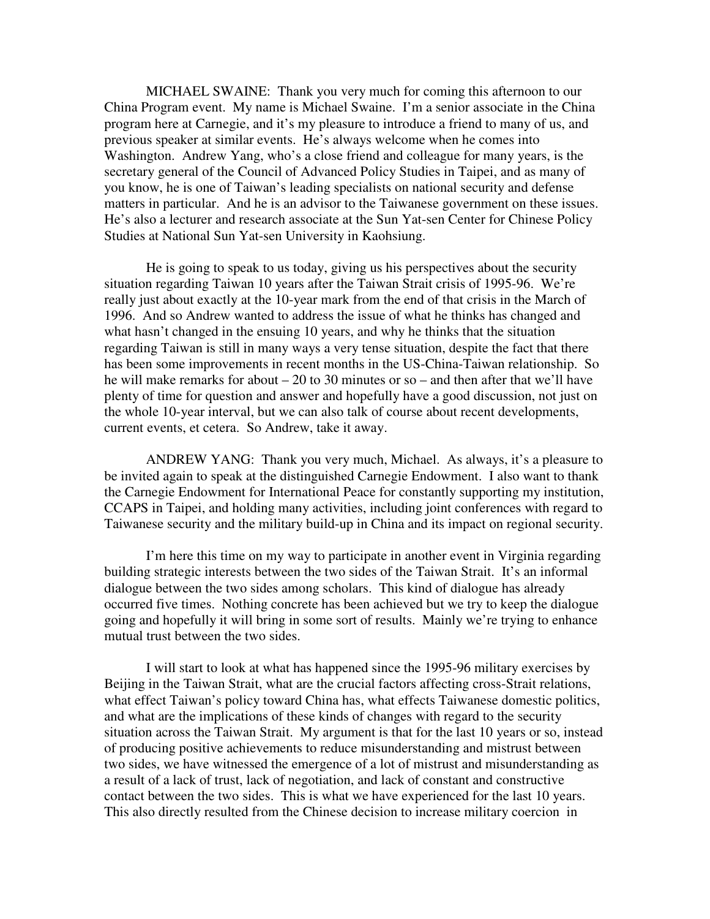MICHAEL SWAINE: Thank you very much for coming this afternoon to our China Program event. My name is Michael Swaine. I'm a senior associate in the China program here at Carnegie, and it's my pleasure to introduce a friend to many of us, and previous speaker at similar events. He's always welcome when he comes into Washington. Andrew Yang, who's a close friend and colleague for many years, is the secretary general of the Council of Advanced Policy Studies in Taipei, and as many of you know, he is one of Taiwan's leading specialists on national security and defense matters in particular. And he is an advisor to the Taiwanese government on these issues. He's also a lecturer and research associate at the Sun Yat-sen Center for Chinese Policy Studies at National Sun Yat-sen University in Kaohsiung.

He is going to speak to us today, giving us his perspectives about the security situation regarding Taiwan 10 years after the Taiwan Strait crisis of 1995-96. We're really just about exactly at the 10-year mark from the end of that crisis in the March of 1996. And so Andrew wanted to address the issue of what he thinks has changed and what hasn't changed in the ensuing 10 years, and why he thinks that the situation regarding Taiwan is still in many ways a very tense situation, despite the fact that there has been some improvements in recent months in the US-China-Taiwan relationship. So he will make remarks for about – 20 to 30 minutes or so – and then after that we'll have plenty of time for question and answer and hopefully have a good discussion, not just on the whole 10-year interval, but we can also talk of course about recent developments, current events, et cetera. So Andrew, take it away.

ANDREW YANG: Thank you very much, Michael. As always, it's a pleasure to be invited again to speak at the distinguished Carnegie Endowment. I also want to thank the Carnegie Endowment for International Peace for constantly supporting my institution, CCAPS in Taipei, and holding many activities, including joint conferences with regard to Taiwanese security and the military build-up in China and its impact on regional security.

I'm here this time on my way to participate in another event in Virginia regarding building strategic interests between the two sides of the Taiwan Strait. It's an informal dialogue between the two sides among scholars. This kind of dialogue has already occurred five times. Nothing concrete has been achieved but we try to keep the dialogue going and hopefully it will bring in some sort of results. Mainly we're trying to enhance mutual trust between the two sides.

I will start to look at what has happened since the 1995-96 military exercises by Beijing in the Taiwan Strait, what are the crucial factors affecting cross-Strait relations, what effect Taiwan's policy toward China has, what effects Taiwanese domestic politics, and what are the implications of these kinds of changes with regard to the security situation across the Taiwan Strait. My argument is that for the last 10 years or so, instead of producing positive achievements to reduce misunderstanding and mistrust between two sides, we have witnessed the emergence of a lot of mistrust and misunderstanding as a result of a lack of trust, lack of negotiation, and lack of constant and constructive contact between the two sides. This is what we have experienced for the last 10 years. This also directly resulted from the Chinese decision to increase military coercion in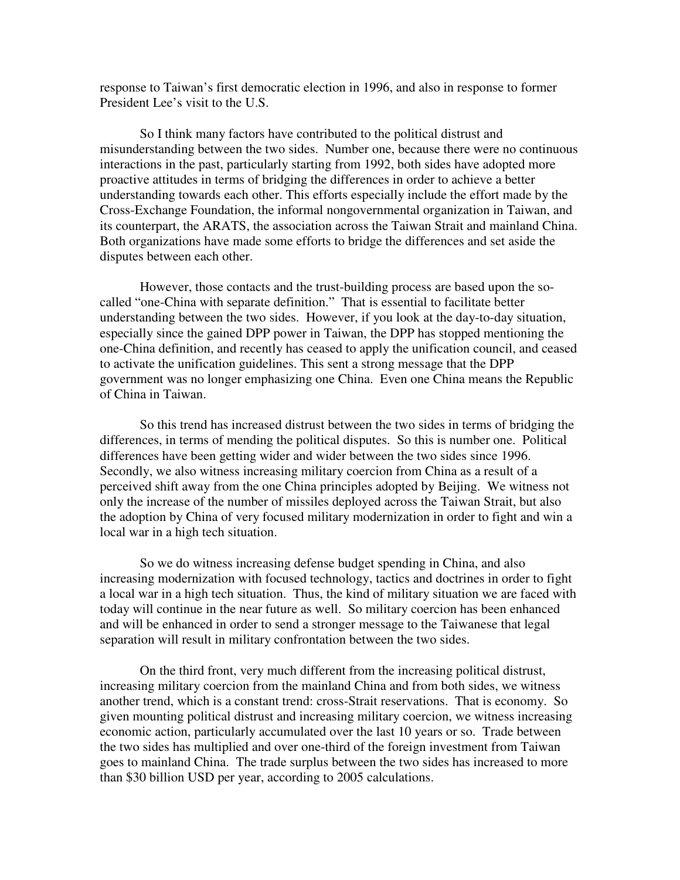response to Taiwan's first democratic election in 1996, and also in response to former President Lee's visit to the U.S.

So I think many factors have contributed to the political distrust and misunderstanding between the two sides. Number one, because there were no continuous interactions in the past, particularly starting from 1992, both sides have adopted more proactive attitudes in terms of bridging the differences in order to achieve a better understanding towards each other. This efforts especially include the effort made by the Cross-Exchange Foundation, the informal nongovernmental organization in Taiwan, and its counterpart, the ARATS, the association across the Taiwan Strait and mainland China. Both organizations have made some efforts to bridge the differences and set aside the disputes between each other.

However, those contacts and the trust-building process are based upon the so-called "one-China with separate definition." That is essential to facilitate better understanding between the two sides. However, if you look at the day-to-day situation, especially since the gained DPP power in Taiwan, the DPP has stopped mentioning the one-China definition, and recently has ceased to apply the unification council, and ceased to activate the unification guidelines. This sent a strong message that the DPP government was no longer emphasizing one China. Even one China means the Republic of China in Taiwan.

So this trend has increased distrust between the two sides in terms of bridging the differences, in terms of mending the political disputes. So this is number one. Political differences have been getting wider and wider between the two sides since 1996. Secondly, we also witness increasing military coercion from China as a result of a perceived shift away from the one China principles adopted by Beijing. We witness not only the increase of the number of missiles deployed across the Taiwan Strait, but also the adoption by China of very focused military modernization in order to fight and win a local war in a high tech situation.

So we do witness increasing defense budget spending in China, and also increasing modernization with focused technology, tactics and doctrines in order to fight a local war in a high tech situation. Thus, the kind of military situation we are faced with today will continue in the near future as well. So military coercion has been enhanced and will be enhanced in order to send a stronger message to the Taiwanese that legal separation will result in military confrontation between the two sides.

On the third front, very much different from the increasing political distrust, increasing military coercion from the mainland China and from both sides, we witness another trend, which is a constant trend: cross-Strait reservations. That is economy. So given mounting political distrust and increasing military coercion, we witness increasing economic action, particularly accumulated over the last 10 years or so. Trade between the two sides has multiplied and over one-third of the foreign investment from Taiwan goes to mainland China. The trade surplus between the two sides has increased to more than $30 billion USD per year, according to 2005 calculations.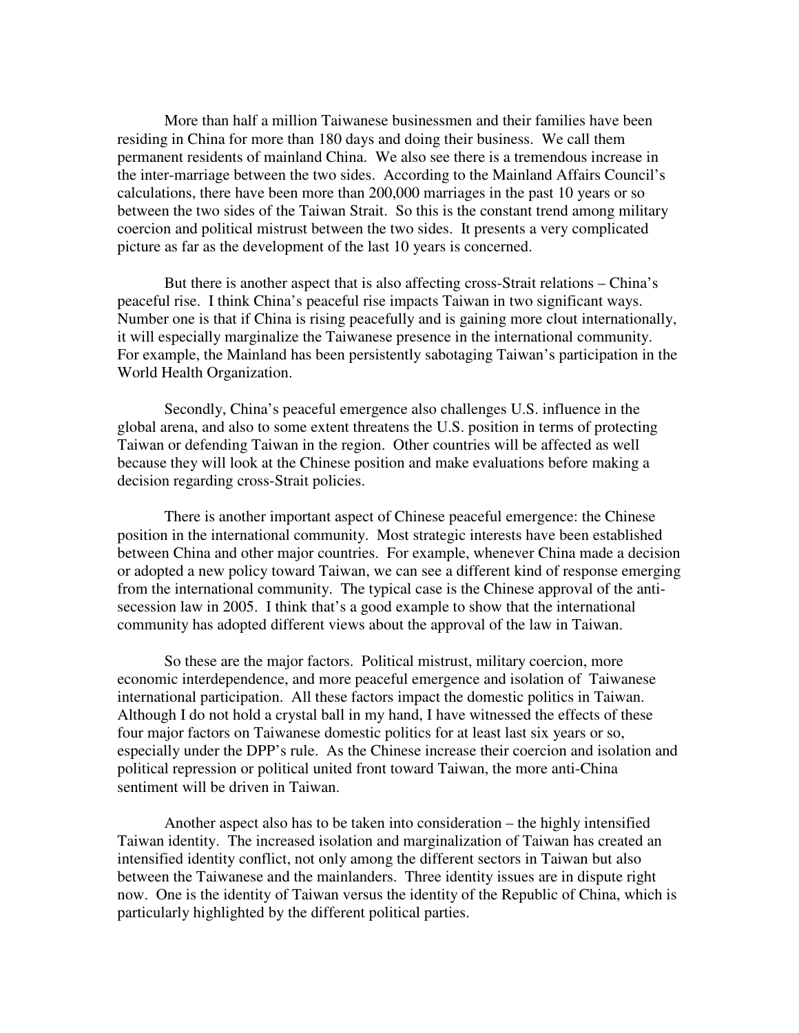More than half a million Taiwanese businessmen and their families have been residing in China for more than 180 days and doing their business. We call them permanent residents of mainland China. We also see there is a tremendous increase in the inter-marriage between the two sides. According to the Mainland Affairs Council's calculations, there have been more than 200,000 marriages in the past 10 years or so between the two sides of the Taiwan Strait. So this is the constant trend among military coercion and political mistrust between the two sides. It presents a very complicated picture as far as the development of the last 10 years is concerned.

But there is another aspect that is also affecting cross-Strait relations – China's peaceful rise. I think China's peaceful rise impacts Taiwan in two significant ways. Number one is that if China is rising peacefully and is gaining more clout internationally, it will especially marginalize the Taiwanese presence in the international community. For example, the Mainland has been persistently sabotaging Taiwan's participation in the World Health Organization.

Secondly, China's peaceful emergence also challenges U.S. influence in the global arena, and also to some extent threatens the U.S. position in terms of protecting Taiwan or defending Taiwan in the region. Other countries will be affected as well because they will look at the Chinese position and make evaluations before making a decision regarding cross-Strait policies.

There is another important aspect of Chinese peaceful emergence: the Chinese position in the international community. Most strategic interests have been established between China and other major countries. For example, whenever China made a decision or adopted a new policy toward Taiwan, we can see a different kind of response emerging from the international community. The typical case is the Chinese approval of the anti-secession law in 2005. I think that's a good example to show that the international community has adopted different views about the approval of the law in Taiwan.

So these are the major factors. Political mistrust, military coercion, more economic interdependence, and more peaceful emergence and isolation of Taiwanese international participation. All these factors impact the domestic politics in Taiwan. Although I do not hold a crystal ball in my hand, I have witnessed the effects of these four major factors on Taiwanese domestic politics for at least last six years or so, especially under the DPP's rule. As the Chinese increase their coercion and isolation and political repression or political united front toward Taiwan, the more anti-China sentiment will be driven in Taiwan.

Another aspect also has to be taken into consideration – the highly intensified Taiwan identity. The increased isolation and marginalization of Taiwan has created an intensified identity conflict, not only among the different sectors in Taiwan but also between the Taiwanese and the mainlanders. Three identity issues are in dispute right now. One is the identity of Taiwan versus the identity of the Republic of China, which is particularly highlighted by the different political parties.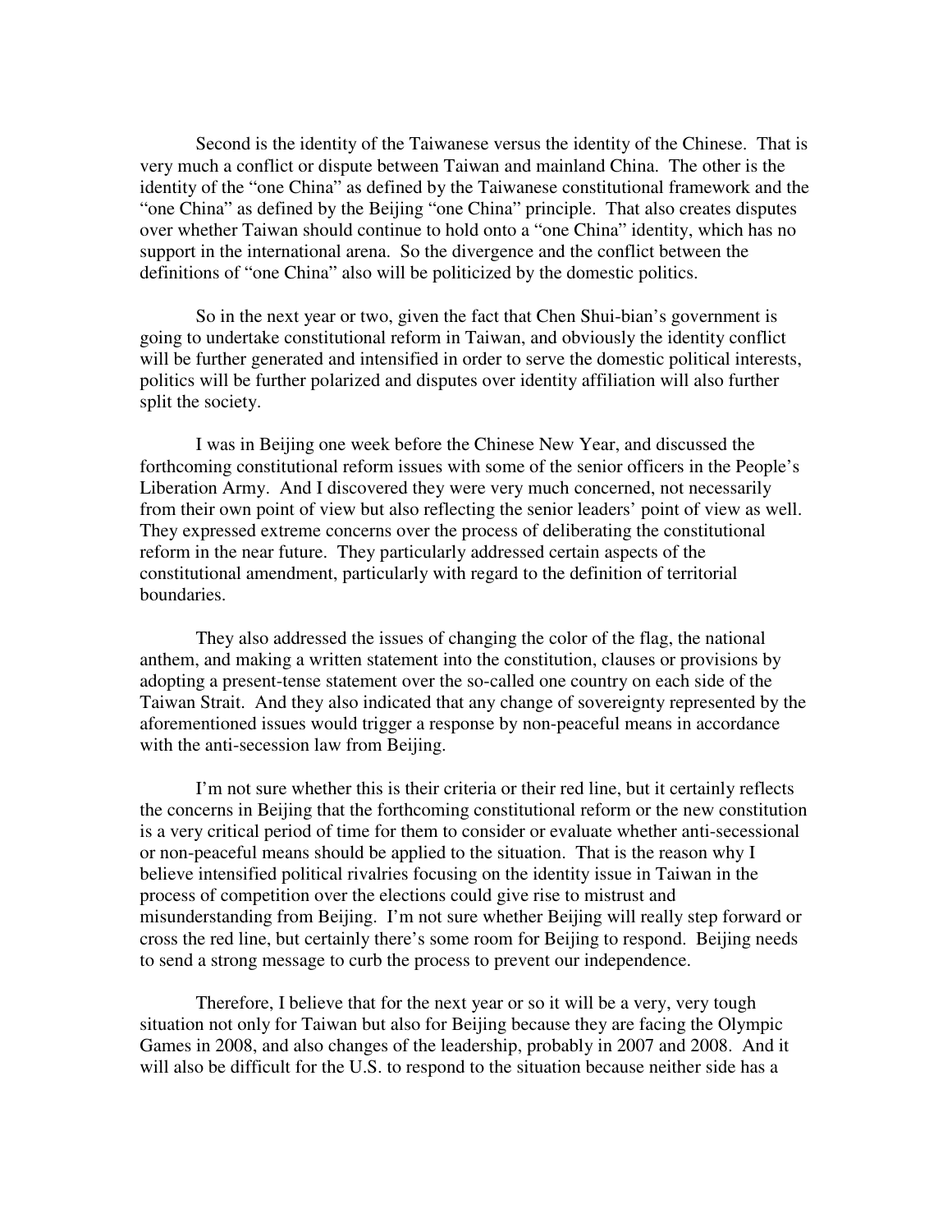Second is the identity of the Taiwanese versus the identity of the Chinese. That is very much a conflict or dispute between Taiwan and mainland China. The other is the identity of the "one China" as defined by the Taiwanese constitutional framework and the "one China" as defined by the Beijing "one China" principle. That also creates disputes over whether Taiwan should continue to hold onto a "one China" identity, which has no support in the international arena. So the divergence and the conflict between the definitions of "one China" also will be politicized by the domestic politics.

So in the next year or two, given the fact that Chen Shui-bian's government is going to undertake constitutional reform in Taiwan, and obviously the identity conflict will be further generated and intensified in order to serve the domestic political interests, politics will be further polarized and disputes over identity affiliation will also further split the society.

I was in Beijing one week before the Chinese New Year, and discussed the forthcoming constitutional reform issues with some of the senior officers in the People's Liberation Army. And I discovered they were very much concerned, not necessarily from their own point of view but also reflecting the senior leaders' point of view as well. They expressed extreme concerns over the process of deliberating the constitutional reform in the near future. They particularly addressed certain aspects of the constitutional amendment, particularly with regard to the definition of territorial boundaries.

They also addressed the issues of changing the color of the flag, the national anthem, and making a written statement into the constitution, clauses or provisions by adopting a present-tense statement over the so-called one country on each side of the Taiwan Strait. And they also indicated that any change of sovereignty represented by the aforementioned issues would trigger a response by non-peaceful means in accordance with the anti-secession law from Beijing.

I'm not sure whether this is their criteria or their red line, but it certainly reflects the concerns in Beijing that the forthcoming constitutional reform or the new constitution is a very critical period of time for them to consider or evaluate whether anti-secessional or non-peaceful means should be applied to the situation. That is the reason why I believe intensified political rivalries focusing on the identity issue in Taiwan in the process of competition over the elections could give rise to mistrust and misunderstanding from Beijing. I'm not sure whether Beijing will really step forward or cross the red line, but certainly there's some room for Beijing to respond. Beijing needs to send a strong message to curb the process to prevent our independence.

Therefore, I believe that for the next year or so it will be a very, very tough situation not only for Taiwan but also for Beijing because they are facing the Olympic Games in 2008, and also changes of the leadership, probably in 2007 and 2008. And it will also be difficult for the U.S. to respond to the situation because neither side has a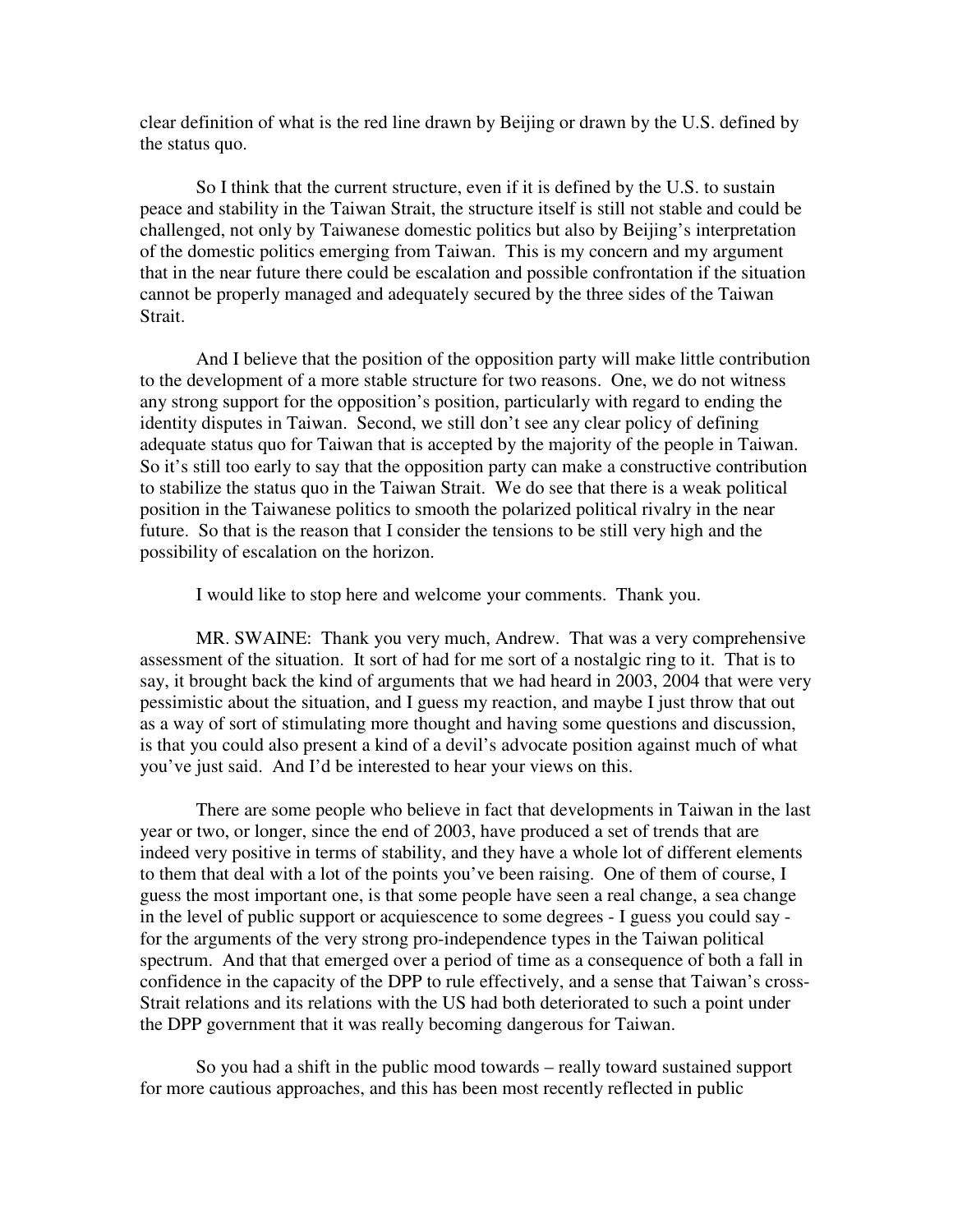clear definition of what is the red line drawn by Beijing or drawn by the U.S. defined by the status quo.

So I think that the current structure, even if it is defined by the U.S. to sustain peace and stability in the Taiwan Strait, the structure itself is still not stable and could be challenged, not only by Taiwanese domestic politics but also by Beijing's interpretation of the domestic politics emerging from Taiwan. This is my concern and my argument that in the near future there could be escalation and possible confrontation if the situation cannot be properly managed and adequately secured by the three sides of the Taiwan Strait.

And I believe that the position of the opposition party will make little contribution to the development of a more stable structure for two reasons. One, we do not witness any strong support for the opposition's position, particularly with regard to ending the identity disputes in Taiwan. Second, we still don't see any clear policy of defining adequate status quo for Taiwan that is accepted by the majority of the people in Taiwan. So it's still too early to say that the opposition party can make a constructive contribution to stabilize the status quo in the Taiwan Strait. We do see that there is a weak political position in the Taiwanese politics to smooth the polarized political rivalry in the near future. So that is the reason that I consider the tensions to be still very high and the possibility of escalation on the horizon.

I would like to stop here and welcome your comments. Thank you.

MR. SWAINE: Thank you very much, Andrew. That was a very comprehensive assessment of the situation. It sort of had for me sort of a nostalgic ring to it. That is to say, it brought back the kind of arguments that we had heard in 2003, 2004 that were very pessimistic about the situation, and I guess my reaction, and maybe I just throw that out as a way of sort of stimulating more thought and having some questions and discussion, is that you could also present a kind of a devil's advocate position against much of what you've just said. And I'd be interested to hear your views on this.

There are some people who believe in fact that developments in Taiwan in the last year or two, or longer, since the end of 2003, have produced a set of trends that are indeed very positive in terms of stability, and they have a whole lot of different elements to them that deal with a lot of the points you've been raising. One of them of course, I guess the most important one, is that some people have seen a real change, a sea change in the level of public support or acquiescence to some degrees - I guess you could say - for the arguments of the very strong pro-independence types in the Taiwan political spectrum. And that that emerged over a period of time as a consequence of both a fall in confidence in the capacity of the DPP to rule effectively, and a sense that Taiwan's cross-Strait relations and its relations with the US had both deteriorated to such a point under the DPP government that it was really becoming dangerous for Taiwan.

So you had a shift in the public mood towards – really toward sustained support for more cautious approaches, and this has been most recently reflected in public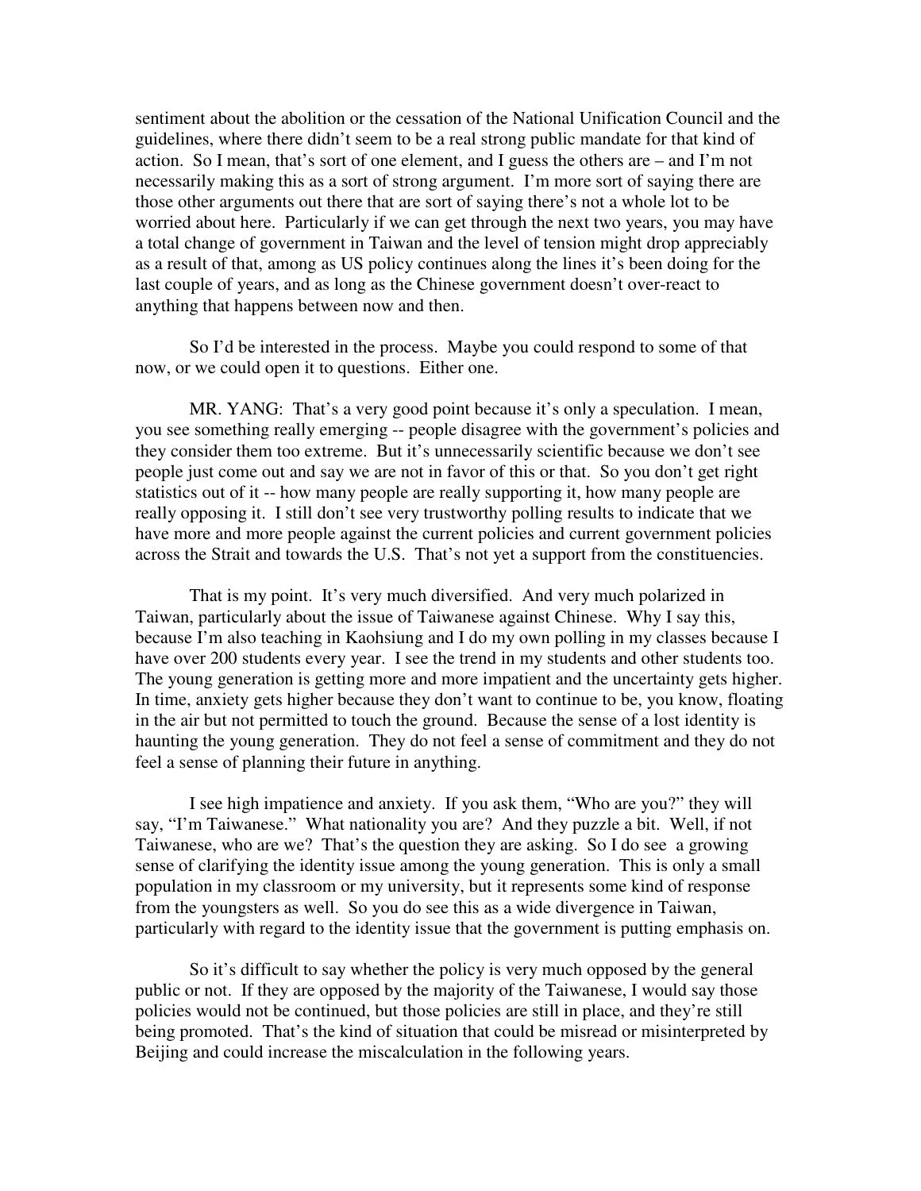sentiment about the abolition or the cessation of the National Unification Council and the guidelines, where there didn't seem to be a real strong public mandate for that kind of action. So I mean, that's sort of one element, and I guess the others are – and I'm not necessarily making this as a sort of strong argument. I'm more sort of saying there are those other arguments out there that are sort of saying there's not a whole lot to be worried about here. Particularly if we can get through the next two years, you may have a total change of government in Taiwan and the level of tension might drop appreciably as a result of that, among as US policy continues along the lines it's been doing for the last couple of years, and as long as the Chinese government doesn't over-react to anything that happens between now and then.

So I'd be interested in the process. Maybe you could respond to some of that now, or we could open it to questions. Either one.

MR. YANG: That's a very good point because it's only a speculation. I mean, you see something really emerging -- people disagree with the government's policies and they consider them too extreme. But it's unnecessarily scientific because we don't see people just come out and say we are not in favor of this or that. So you don't get right statistics out of it -- how many people are really supporting it, how many people are really opposing it. I still don't see very trustworthy polling results to indicate that we have more and more people against the current policies and current government policies across the Strait and towards the U.S. That's not yet a support from the constituencies.

That is my point. It's very much diversified. And very much polarized in Taiwan, particularly about the issue of Taiwanese against Chinese. Why I say this, because I'm also teaching in Kaohsiung and I do my own polling in my classes because I have over 200 students every year. I see the trend in my students and other students too. The young generation is getting more and more impatient and the uncertainty gets higher. In time, anxiety gets higher because they don't want to continue to be, you know, floating in the air but not permitted to touch the ground. Because the sense of a lost identity is haunting the young generation. They do not feel a sense of commitment and they do not feel a sense of planning their future in anything.

I see high impatience and anxiety. If you ask them, "Who are you?" they will say, "I'm Taiwanese." What nationality you are? And they puzzle a bit. Well, if not Taiwanese, who are we? That's the question they are asking. So I do see a growing sense of clarifying the identity issue among the young generation. This is only a small population in my classroom or my university, but it represents some kind of response from the youngsters as well. So you do see this as a wide divergence in Taiwan, particularly with regard to the identity issue that the government is putting emphasis on.

So it's difficult to say whether the policy is very much opposed by the general public or not. If they are opposed by the majority of the Taiwanese, I would say those policies would not be continued, but those policies are still in place, and they're still being promoted. That's the kind of situation that could be misread or misinterpreted by Beijing and could increase the miscalculation in the following years.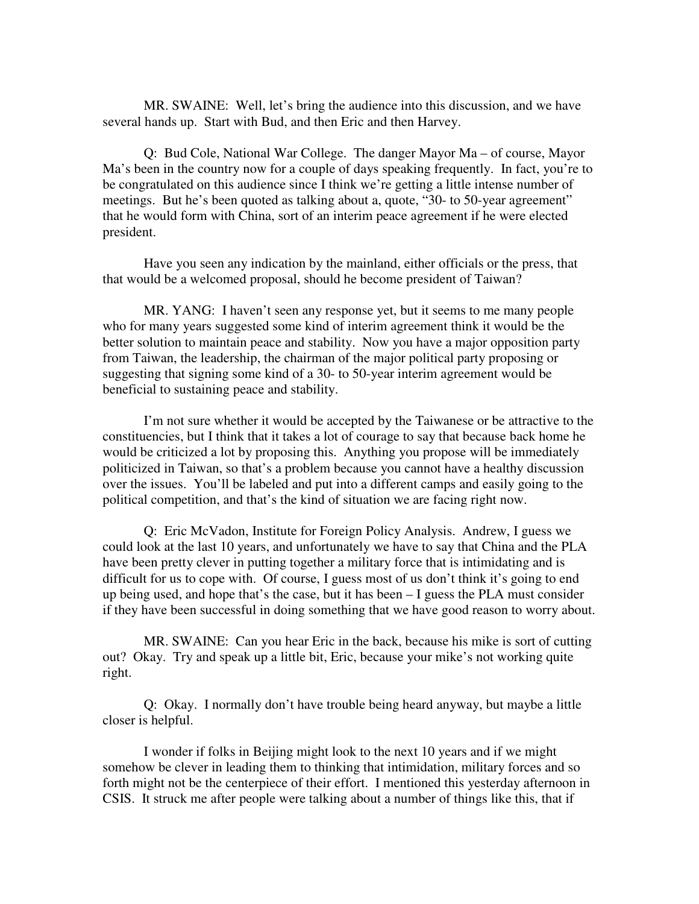MR. SWAINE: Well, let's bring the audience into this discussion, and we have several hands up. Start with Bud, and then Eric and then Harvey.

Q: Bud Cole, National War College. The danger Mayor Ma – of course, Mayor Ma's been in the country now for a couple of days speaking frequently. In fact, you're to be congratulated on this audience since I think we're getting a little intense number of meetings. But he's been quoted as talking about a, quote, "30- to 50-year agreement" that he would form with China, sort of an interim peace agreement if he were elected president.

Have you seen any indication by the mainland, either officials or the press, that that would be a welcomed proposal, should he become president of Taiwan?

MR. YANG: I haven't seen any response yet, but it seems to me many people who for many years suggested some kind of interim agreement think it would be the better solution to maintain peace and stability. Now you have a major opposition party from Taiwan, the leadership, the chairman of the major political party proposing or suggesting that signing some kind of a 30- to 50-year interim agreement would be beneficial to sustaining peace and stability.

I'm not sure whether it would be accepted by the Taiwanese or be attractive to the constituencies, but I think that it takes a lot of courage to say that because back home he would be criticized a lot by proposing this. Anything you propose will be immediately politicized in Taiwan, so that's a problem because you cannot have a healthy discussion over the issues. You'll be labeled and put into a different camps and easily going to the political competition, and that's the kind of situation we are facing right now.

Q: Eric McVadon, Institute for Foreign Policy Analysis. Andrew, I guess we could look at the last 10 years, and unfortunately we have to say that China and the PLA have been pretty clever in putting together a military force that is intimidating and is difficult for us to cope with. Of course, I guess most of us don't think it's going to end up being used, and hope that's the case, but it has been – I guess the PLA must consider if they have been successful in doing something that we have good reason to worry about.

MR. SWAINE: Can you hear Eric in the back, because his mike is sort of cutting out? Okay. Try and speak up a little bit, Eric, because your mike's not working quite right.

Q: Okay. I normally don't have trouble being heard anyway, but maybe a little closer is helpful.

I wonder if folks in Beijing might look to the next 10 years and if we might somehow be clever in leading them to thinking that intimidation, military forces and so forth might not be the centerpiece of their effort. I mentioned this yesterday afternoon in CSIS. It struck me after people were talking about a number of things like this, that if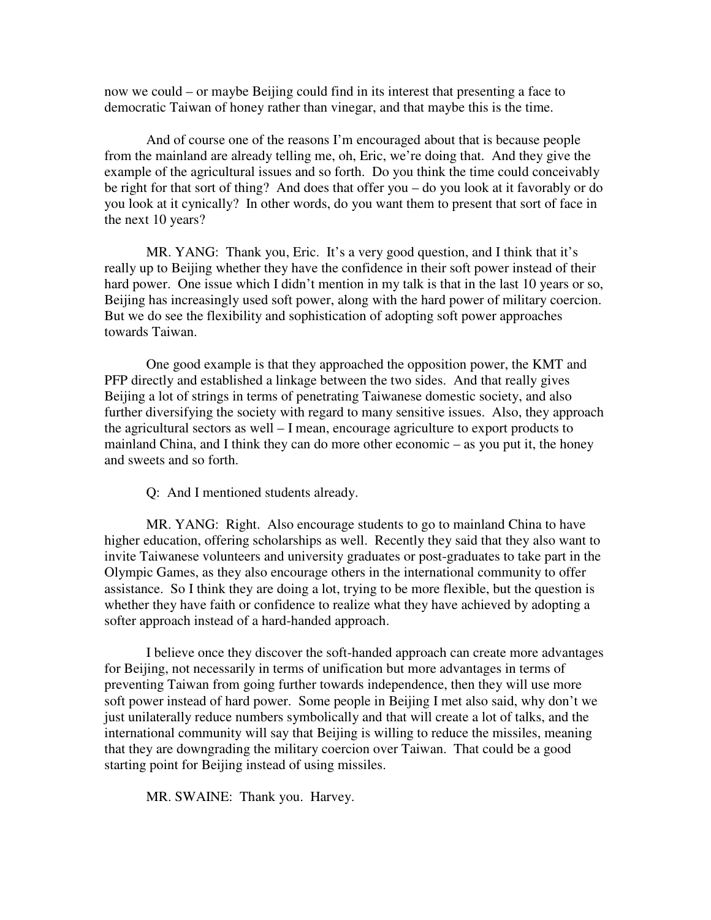now we could – or maybe Beijing could find in its interest that presenting a face to democratic Taiwan of honey rather than vinegar, and that maybe this is the time.

And of course one of the reasons I'm encouraged about that is because people from the mainland are already telling me, oh, Eric, we're doing that. And they give the example of the agricultural issues and so forth. Do you think the time could conceivably be right for that sort of thing? And does that offer you – do you look at it favorably or do you look at it cynically? In other words, do you want them to present that sort of face in the next 10 years?

MR. YANG: Thank you, Eric. It's a very good question, and I think that it's really up to Beijing whether they have the confidence in their soft power instead of their hard power. One issue which I didn't mention in my talk is that in the last 10 years or so, Beijing has increasingly used soft power, along with the hard power of military coercion. But we do see the flexibility and sophistication of adopting soft power approaches towards Taiwan.

One good example is that they approached the opposition power, the KMT and PFP directly and established a linkage between the two sides. And that really gives Beijing a lot of strings in terms of penetrating Taiwanese domestic society, and also further diversifying the society with regard to many sensitive issues. Also, they approach the agricultural sectors as well – I mean, encourage agriculture to export products to mainland China, and I think they can do more other economic – as you put it, the honey and sweets and so forth.

Q: And I mentioned students already.

MR. YANG: Right. Also encourage students to go to mainland China to have higher education, offering scholarships as well. Recently they said that they also want to invite Taiwanese volunteers and university graduates or post-graduates to take part in the Olympic Games, as they also encourage others in the international community to offer assistance. So I think they are doing a lot, trying to be more flexible, but the question is whether they have faith or confidence to realize what they have achieved by adopting a softer approach instead of a hard-handed approach.

I believe once they discover the soft-handed approach can create more advantages for Beijing, not necessarily in terms of unification but more advantages in terms of preventing Taiwan from going further towards independence, then they will use more soft power instead of hard power. Some people in Beijing I met also said, why don't we just unilaterally reduce numbers symbolically and that will create a lot of talks, and the international community will say that Beijing is willing to reduce the missiles, meaning that they are downgrading the military coercion over Taiwan. That could be a good starting point for Beijing instead of using missiles.

MR. SWAINE: Thank you. Harvey.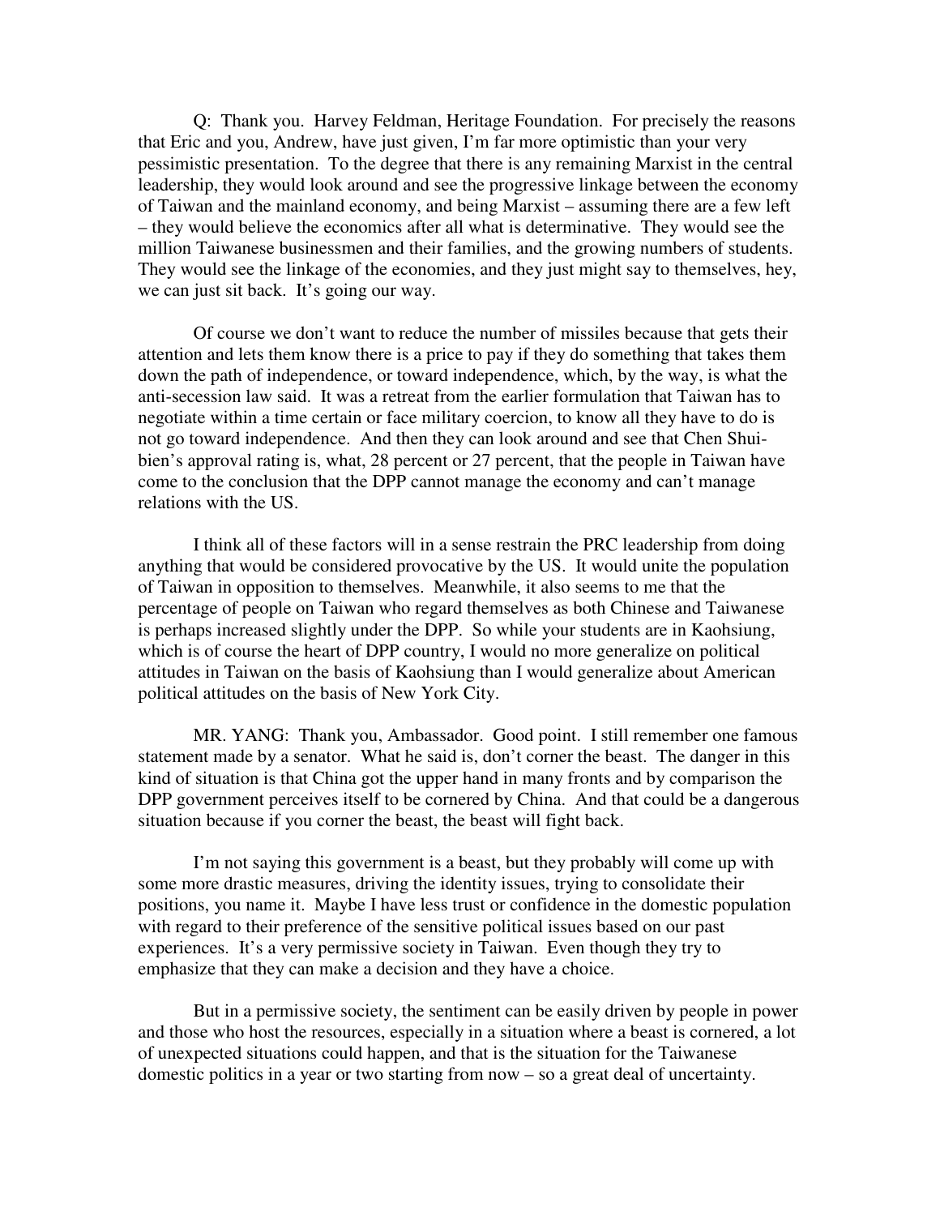Q: Thank you. Harvey Feldman, Heritage Foundation. For precisely the reasons that Eric and you, Andrew, have just given, I'm far more optimistic than your very pessimistic presentation. To the degree that there is any remaining Marxist in the central leadership, they would look around and see the progressive linkage between the economy of Taiwan and the mainland economy, and being Marxist – assuming there are a few left – they would believe the economics after all what is determinative. They would see the million Taiwanese businessmen and their families, and the growing numbers of students. They would see the linkage of the economies, and they just might say to themselves, hey, we can just sit back. It's going our way.

Of course we don't want to reduce the number of missiles because that gets their attention and lets them know there is a price to pay if they do something that takes them down the path of independence, or toward independence, which, by the way, is what the anti-secession law said. It was a retreat from the earlier formulation that Taiwan has to negotiate within a time certain or face military coercion, to know all they have to do is not go toward independence. And then they can look around and see that Chen Shui-bien's approval rating is, what, 28 percent or 27 percent, that the people in Taiwan have come to the conclusion that the DPP cannot manage the economy and can't manage relations with the US.

I think all of these factors will in a sense restrain the PRC leadership from doing anything that would be considered provocative by the US. It would unite the population of Taiwan in opposition to themselves. Meanwhile, it also seems to me that the percentage of people on Taiwan who regard themselves as both Chinese and Taiwanese is perhaps increased slightly under the DPP. So while your students are in Kaohsiung, which is of course the heart of DPP country, I would no more generalize on political attitudes in Taiwan on the basis of Kaohsiung than I would generalize about American political attitudes on the basis of New York City.

MR. YANG: Thank you, Ambassador. Good point. I still remember one famous statement made by a senator. What he said is, don't corner the beast. The danger in this kind of situation is that China got the upper hand in many fronts and by comparison the DPP government perceives itself to be cornered by China. And that could be a dangerous situation because if you corner the beast, the beast will fight back.

I'm not saying this government is a beast, but they probably will come up with some more drastic measures, driving the identity issues, trying to consolidate their positions, you name it. Maybe I have less trust or confidence in the domestic population with regard to their preference of the sensitive political issues based on our past experiences. It's a very permissive society in Taiwan. Even though they try to emphasize that they can make a decision and they have a choice.

But in a permissive society, the sentiment can be easily driven by people in power and those who host the resources, especially in a situation where a beast is cornered, a lot of unexpected situations could happen, and that is the situation for the Taiwanese domestic politics in a year or two starting from now – so a great deal of uncertainty.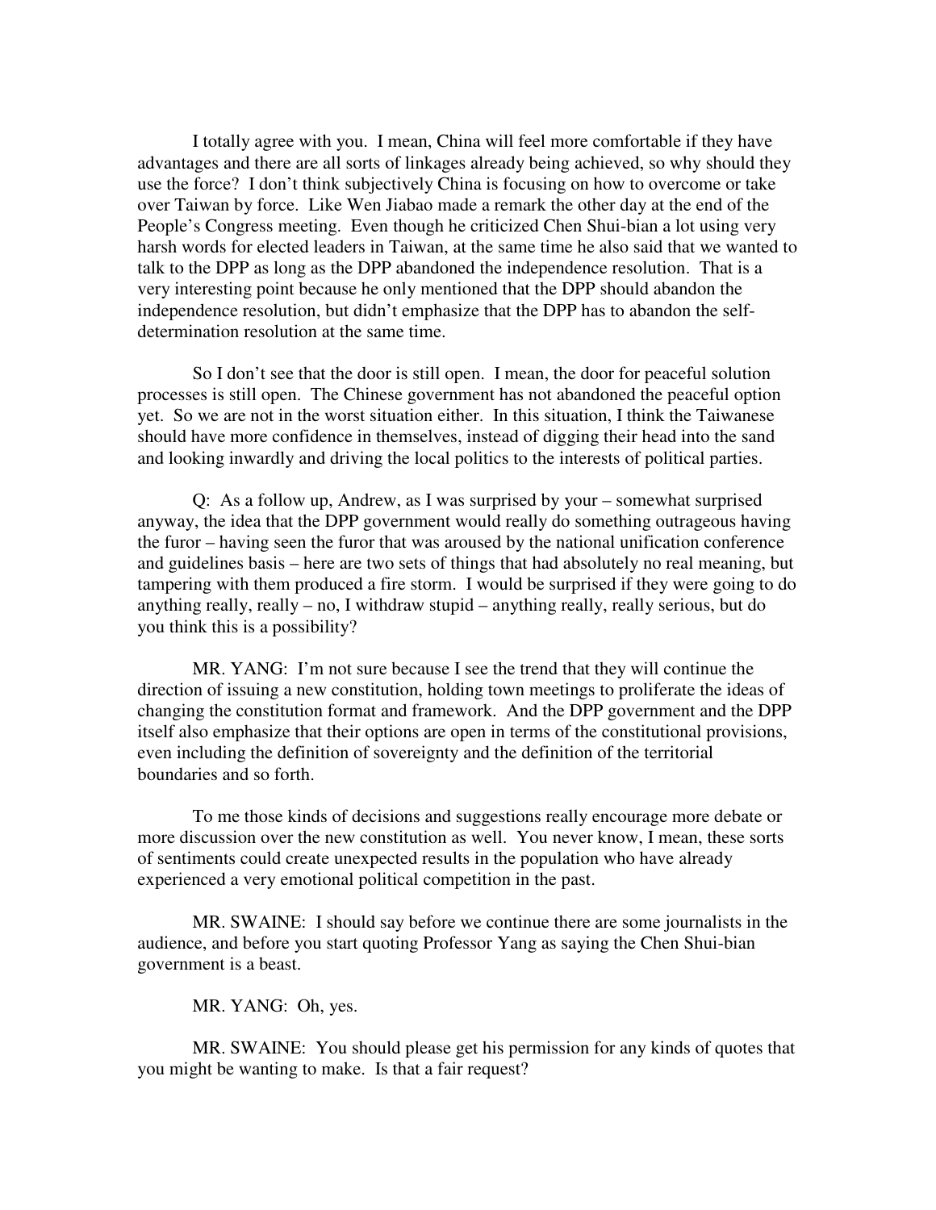I totally agree with you. I mean, China will feel more comfortable if they have advantages and there are all sorts of linkages already being achieved, so why should they use the force? I don't think subjectively China is focusing on how to overcome or take over Taiwan by force. Like Wen Jiabao made a remark the other day at the end of the People's Congress meeting. Even though he criticized Chen Shui-bian a lot using very harsh words for elected leaders in Taiwan, at the same time he also said that we wanted to talk to the DPP as long as the DPP abandoned the independence resolution. That is a very interesting point because he only mentioned that the DPP should abandon the independence resolution, but didn't emphasize that the DPP has to abandon the self-determination resolution at the same time.

So I don't see that the door is still open. I mean, the door for peaceful solution processes is still open. The Chinese government has not abandoned the peaceful option yet. So we are not in the worst situation either. In this situation, I think the Taiwanese should have more confidence in themselves, instead of digging their head into the sand and looking inwardly and driving the local politics to the interests of political parties.

Q: As a follow up, Andrew, as I was surprised by your – somewhat surprised anyway, the idea that the DPP government would really do something outrageous having the furor – having seen the furor that was aroused by the national unification conference and guidelines basis – here are two sets of things that had absolutely no real meaning, but tampering with them produced a fire storm. I would be surprised if they were going to do anything really, really – no, I withdraw stupid – anything really, really serious, but do you think this is a possibility?

MR. YANG: I'm not sure because I see the trend that they will continue the direction of issuing a new constitution, holding town meetings to proliferate the ideas of changing the constitution format and framework. And the DPP government and the DPP itself also emphasize that their options are open in terms of the constitutional provisions, even including the definition of sovereignty and the definition of the territorial boundaries and so forth.

To me those kinds of decisions and suggestions really encourage more debate or more discussion over the new constitution as well. You never know, I mean, these sorts of sentiments could create unexpected results in the population who have already experienced a very emotional political competition in the past.

MR. SWAINE: I should say before we continue there are some journalists in the audience, and before you start quoting Professor Yang as saying the Chen Shui-bian government is a beast.

MR. YANG: Oh, yes.

MR. SWAINE: You should please get his permission for any kinds of quotes that you might be wanting to make. Is that a fair request?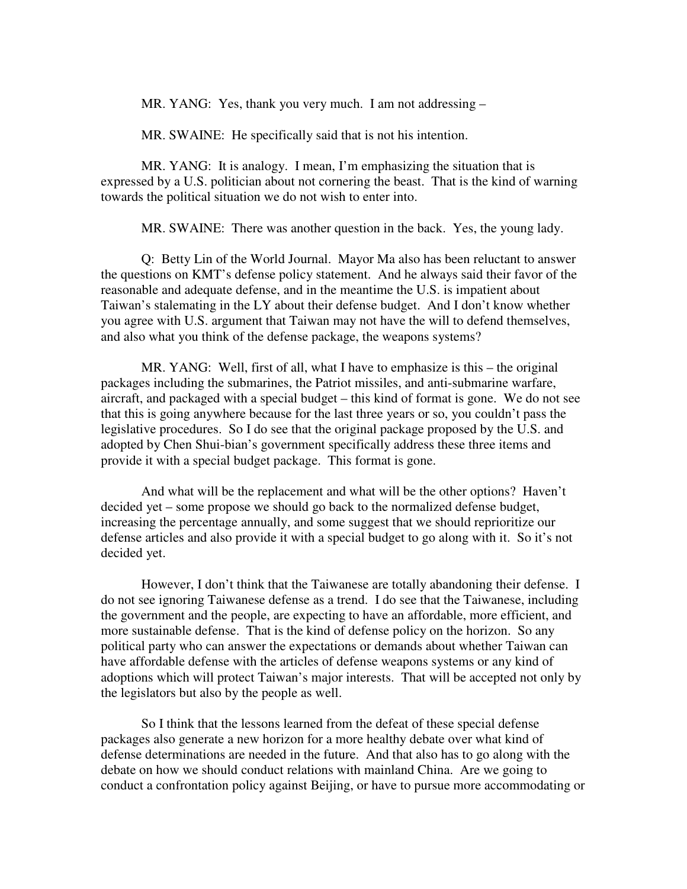MR. YANG: Yes, thank you very much. I am not addressing –

MR. SWAINE: He specifically said that is not his intention.

MR. YANG: It is analogy. I mean, I'm emphasizing the situation that is expressed by a U.S. politician about not cornering the beast. That is the kind of warning towards the political situation we do not wish to enter into.

MR. SWAINE: There was another question in the back. Yes, the young lady.

Q: Betty Lin of the World Journal. Mayor Ma also has been reluctant to answer the questions on KMT's defense policy statement. And he always said their favor of the reasonable and adequate defense, and in the meantime the U.S. is impatient about Taiwan's stalemating in the LY about their defense budget. And I don't know whether you agree with U.S. argument that Taiwan may not have the will to defend themselves, and also what you think of the defense package, the weapons systems?

MR. YANG: Well, first of all, what I have to emphasize is this – the original packages including the submarines, the Patriot missiles, and anti-submarine warfare, aircraft, and packaged with a special budget – this kind of format is gone. We do not see that this is going anywhere because for the last three years or so, you couldn't pass the legislative procedures. So I do see that the original package proposed by the U.S. and adopted by Chen Shui-bian's government specifically address these three items and provide it with a special budget package. This format is gone.

And what will be the replacement and what will be the other options? Haven't decided yet – some propose we should go back to the normalized defense budget, increasing the percentage annually, and some suggest that we should reprioritize our defense articles and also provide it with a special budget to go along with it. So it's not decided yet.

However, I don't think that the Taiwanese are totally abandoning their defense. I do not see ignoring Taiwanese defense as a trend. I do see that the Taiwanese, including the government and the people, are expecting to have an affordable, more efficient, and more sustainable defense. That is the kind of defense policy on the horizon. So any political party who can answer the expectations or demands about whether Taiwan can have affordable defense with the articles of defense weapons systems or any kind of adoptions which will protect Taiwan's major interests. That will be accepted not only by the legislators but also by the people as well.

So I think that the lessons learned from the defeat of these special defense packages also generate a new horizon for a more healthy debate over what kind of defense determinations are needed in the future. And that also has to go along with the debate on how we should conduct relations with mainland China. Are we going to conduct a confrontation policy against Beijing, or have to pursue more accommodating or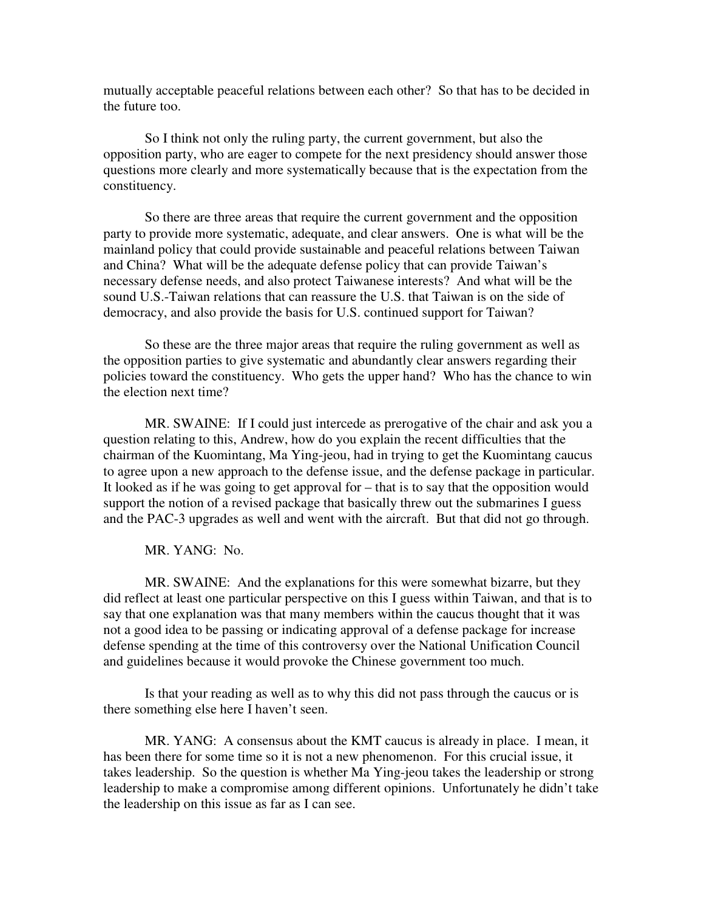mutually acceptable peaceful relations between each other? So that has to be decided in the future too.

So I think not only the ruling party, the current government, but also the opposition party, who are eager to compete for the next presidency should answer those questions more clearly and more systematically because that is the expectation from the constituency.

So there are three areas that require the current government and the opposition party to provide more systematic, adequate, and clear answers. One is what will be the mainland policy that could provide sustainable and peaceful relations between Taiwan and China? What will be the adequate defense policy that can provide Taiwan's necessary defense needs, and also protect Taiwanese interests? And what will be the sound U.S.-Taiwan relations that can reassure the U.S. that Taiwan is on the side of democracy, and also provide the basis for U.S. continued support for Taiwan?

So these are the three major areas that require the ruling government as well as the opposition parties to give systematic and abundantly clear answers regarding their policies toward the constituency. Who gets the upper hand? Who has the chance to win the election next time?

MR. SWAINE: If I could just intercede as prerogative of the chair and ask you a question relating to this, Andrew, how do you explain the recent difficulties that the chairman of the Kuomintang, Ma Ying-jeou, had in trying to get the Kuomintang caucus to agree upon a new approach to the defense issue, and the defense package in particular. It looked as if he was going to get approval for – that is to say that the opposition would support the notion of a revised package that basically threw out the submarines I guess and the PAC-3 upgrades as well and went with the aircraft. But that did not go through.

MR. YANG: No.

MR. SWAINE: And the explanations for this were somewhat bizarre, but they did reflect at least one particular perspective on this I guess within Taiwan, and that is to say that one explanation was that many members within the caucus thought that it was not a good idea to be passing or indicating approval of a defense package for increase defense spending at the time of this controversy over the National Unification Council and guidelines because it would provoke the Chinese government too much.

Is that your reading as well as to why this did not pass through the caucus or is there something else here I haven't seen.

MR. YANG: A consensus about the KMT caucus is already in place. I mean, it has been there for some time so it is not a new phenomenon. For this crucial issue, it takes leadership. So the question is whether Ma Ying-jeou takes the leadership or strong leadership to make a compromise among different opinions. Unfortunately he didn't take the leadership on this issue as far as I can see.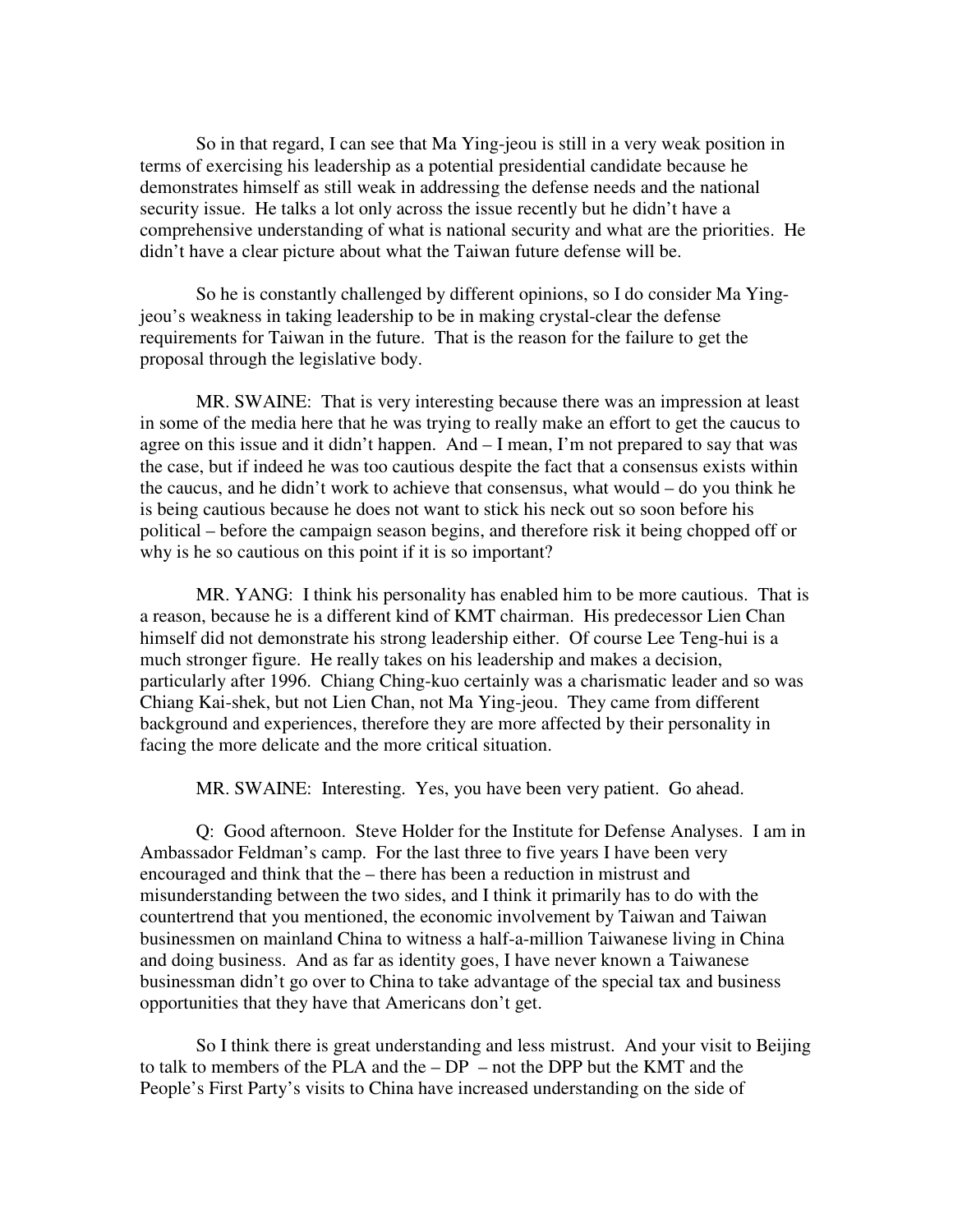So in that regard, I can see that Ma Ying-jeou is still in a very weak position in terms of exercising his leadership as a potential presidential candidate because he demonstrates himself as still weak in addressing the defense needs and the national security issue. He talks a lot only across the issue recently but he didn't have a comprehensive understanding of what is national security and what are the priorities. He didn't have a clear picture about what the Taiwan future defense will be.

So he is constantly challenged by different opinions, so I do consider Ma Ying-jeou's weakness in taking leadership to be in making crystal-clear the defense requirements for Taiwan in the future. That is the reason for the failure to get the proposal through the legislative body.

MR. SWAINE: That is very interesting because there was an impression at least in some of the media here that he was trying to really make an effort to get the caucus to agree on this issue and it didn't happen. And – I mean, I'm not prepared to say that was the case, but if indeed he was too cautious despite the fact that a consensus exists within the caucus, and he didn't work to achieve that consensus, what would – do you think he is being cautious because he does not want to stick his neck out so soon before his political – before the campaign season begins, and therefore risk it being chopped off or why is he so cautious on this point if it is so important?

MR. YANG: I think his personality has enabled him to be more cautious. That is a reason, because he is a different kind of KMT chairman. His predecessor Lien Chan himself did not demonstrate his strong leadership either. Of course Lee Teng-hui is a much stronger figure. He really takes on his leadership and makes a decision, particularly after 1996. Chiang Ching-kuo certainly was a charismatic leader and so was Chiang Kai-shek, but not Lien Chan, not Ma Ying-jeou. They came from different background and experiences, therefore they are more affected by their personality in facing the more delicate and the more critical situation.

MR. SWAINE: Interesting. Yes, you have been very patient. Go ahead.

Q: Good afternoon. Steve Holder for the Institute for Defense Analyses. I am in Ambassador Feldman's camp. For the last three to five years I have been very encouraged and think that the – there has been a reduction in mistrust and misunderstanding between the two sides, and I think it primarily has to do with the countertrend that you mentioned, the economic involvement by Taiwan and Taiwan businessmen on mainland China to witness a half-a-million Taiwanese living in China and doing business. And as far as identity goes, I have never known a Taiwanese businessman didn't go over to China to take advantage of the special tax and business opportunities that they have that Americans don't get.

So I think there is great understanding and less mistrust. And your visit to Beijing to talk to members of the PLA and the – DP – not the DPP but the KMT and the People's First Party's visits to China have increased understanding on the side of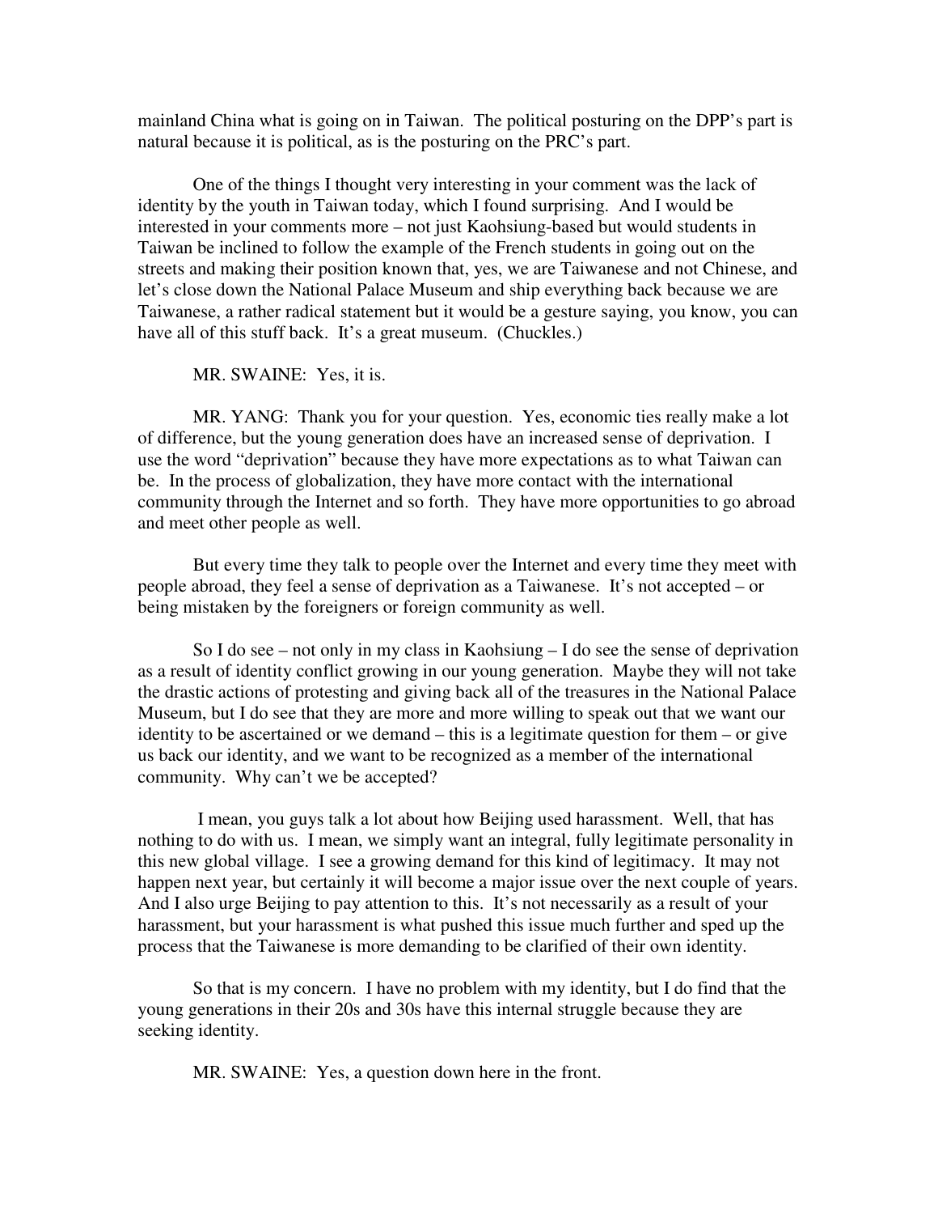mainland China what is going on in Taiwan. The political posturing on the DPP's part is natural because it is political, as is the posturing on the PRC's part.

One of the things I thought very interesting in your comment was the lack of identity by the youth in Taiwan today, which I found surprising. And I would be interested in your comments more – not just Kaohsiung-based but would students in Taiwan be inclined to follow the example of the French students in going out on the streets and making their position known that, yes, we are Taiwanese and not Chinese, and let's close down the National Palace Museum and ship everything back because we are Taiwanese, a rather radical statement but it would be a gesture saying, you know, you can have all of this stuff back. It's a great museum. (Chuckles.)

MR. SWAINE: Yes, it is.

MR. YANG: Thank you for your question. Yes, economic ties really make a lot of difference, but the young generation does have an increased sense of deprivation. I use the word "deprivation" because they have more expectations as to what Taiwan can be. In the process of globalization, they have more contact with the international community through the Internet and so forth. They have more opportunities to go abroad and meet other people as well.

But every time they talk to people over the Internet and every time they meet with people abroad, they feel a sense of deprivation as a Taiwanese. It's not accepted – or being mistaken by the foreigners or foreign community as well.

So I do see – not only in my class in Kaohsiung – I do see the sense of deprivation as a result of identity conflict growing in our young generation. Maybe they will not take the drastic actions of protesting and giving back all of the treasures in the National Palace Museum, but I do see that they are more and more willing to speak out that we want our identity to be ascertained or we demand – this is a legitimate question for them – or give us back our identity, and we want to be recognized as a member of the international community. Why can't we be accepted?

I mean, you guys talk a lot about how Beijing used harassment. Well, that has nothing to do with us. I mean, we simply want an integral, fully legitimate personality in this new global village. I see a growing demand for this kind of legitimacy. It may not happen next year, but certainly it will become a major issue over the next couple of years. And I also urge Beijing to pay attention to this. It's not necessarily as a result of your harassment, but your harassment is what pushed this issue much further and sped up the process that the Taiwanese is more demanding to be clarified of their own identity.

So that is my concern. I have no problem with my identity, but I do find that the young generations in their 20s and 30s have this internal struggle because they are seeking identity.

MR. SWAINE: Yes, a question down here in the front.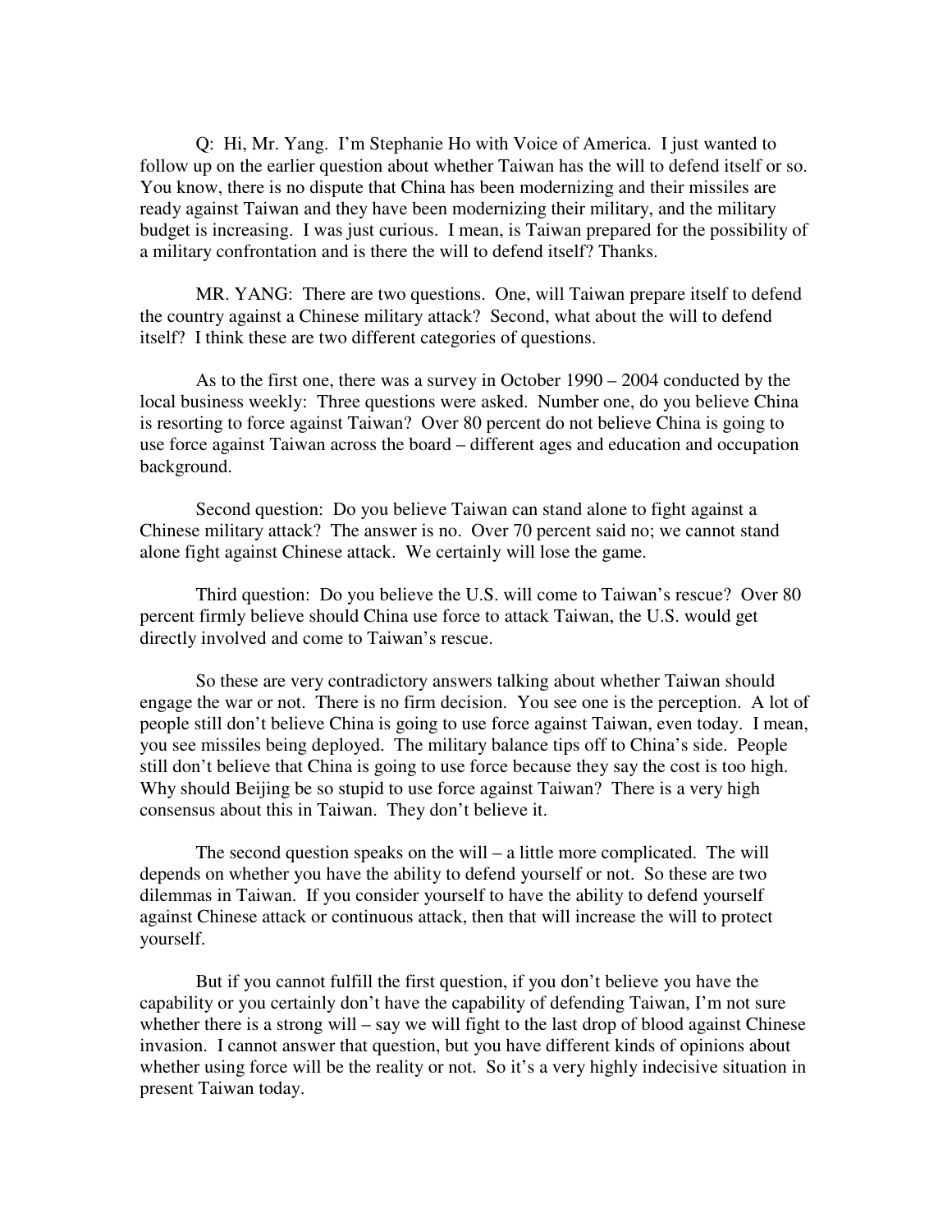Q: Hi, Mr. Yang. I'm Stephanie Ho with Voice of America. I just wanted to follow up on the earlier question about whether Taiwan has the will to defend itself or so. You know, there is no dispute that China has been modernizing and their missiles are ready against Taiwan and they have been modernizing their military, and the military budget is increasing. I was just curious. I mean, is Taiwan prepared for the possibility of a military confrontation and is there the will to defend itself? Thanks.

MR. YANG: There are two questions. One, will Taiwan prepare itself to defend the country against a Chinese military attack? Second, what about the will to defend itself? I think these are two different categories of questions.

As to the first one, there was a survey in October 1990 – 2004 conducted by the local business weekly: Three questions were asked. Number one, do you believe China is resorting to force against Taiwan? Over 80 percent do not believe China is going to use force against Taiwan across the board – different ages and education and occupation background.

Second question: Do you believe Taiwan can stand alone to fight against a Chinese military attack? The answer is no. Over 70 percent said no; we cannot stand alone fight against Chinese attack. We certainly will lose the game.

Third question: Do you believe the U.S. will come to Taiwan's rescue? Over 80 percent firmly believe should China use force to attack Taiwan, the U.S. would get directly involved and come to Taiwan's rescue.

So these are very contradictory answers talking about whether Taiwan should engage the war or not. There is no firm decision. You see one is the perception. A lot of people still don't believe China is going to use force against Taiwan, even today. I mean, you see missiles being deployed. The military balance tips off to China's side. People still don't believe that China is going to use force because they say the cost is too high. Why should Beijing be so stupid to use force against Taiwan? There is a very high consensus about this in Taiwan. They don't believe it.

The second question speaks on the will – a little more complicated. The will depends on whether you have the ability to defend yourself or not. So these are two dilemmas in Taiwan. If you consider yourself to have the ability to defend yourself against Chinese attack or continuous attack, then that will increase the will to protect yourself.

But if you cannot fulfill the first question, if you don't believe you have the capability or you certainly don't have the capability of defending Taiwan, I'm not sure whether there is a strong will – say we will fight to the last drop of blood against Chinese invasion. I cannot answer that question, but you have different kinds of opinions about whether using force will be the reality or not. So it's a very highly indecisive situation in present Taiwan today.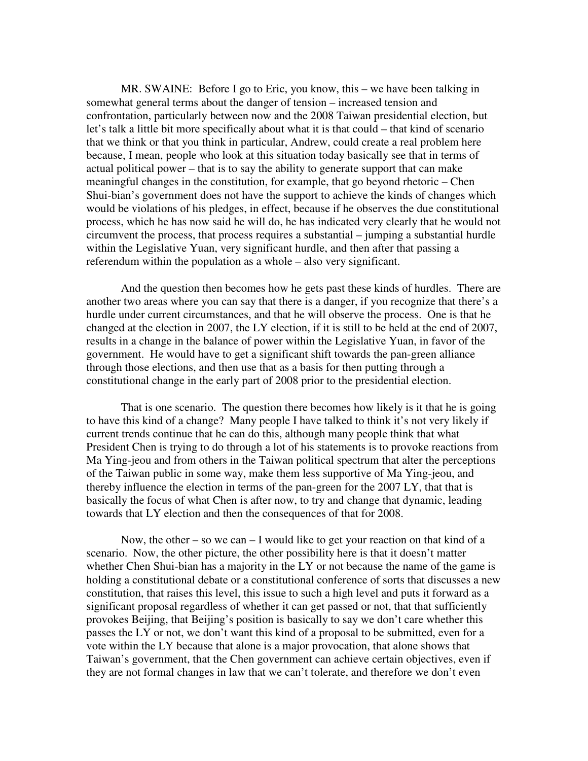MR. SWAINE: Before I go to Eric, you know, this – we have been talking in somewhat general terms about the danger of tension – increased tension and confrontation, particularly between now and the 2008 Taiwan presidential election, but let's talk a little bit more specifically about what it is that could – that kind of scenario that we think or that you think in particular, Andrew, could create a real problem here because, I mean, people who look at this situation today basically see that in terms of actual political power – that is to say the ability to generate support that can make meaningful changes in the constitution, for example, that go beyond rhetoric – Chen Shui-bian's government does not have the support to achieve the kinds of changes which would be violations of his pledges, in effect, because if he observes the due constitutional process, which he has now said he will do, he has indicated very clearly that he would not circumvent the process, that process requires a substantial – jumping a substantial hurdle within the Legislative Yuan, very significant hurdle, and then after that passing a referendum within the population as a whole – also very significant.

And the question then becomes how he gets past these kinds of hurdles. There are another two areas where you can say that there is a danger, if you recognize that there's a hurdle under current circumstances, and that he will observe the process. One is that he changed at the election in 2007, the LY election, if it is still to be held at the end of 2007, results in a change in the balance of power within the Legislative Yuan, in favor of the government. He would have to get a significant shift towards the pan-green alliance through those elections, and then use that as a basis for then putting through a constitutional change in the early part of 2008 prior to the presidential election.

That is one scenario. The question there becomes how likely is it that he is going to have this kind of a change? Many people I have talked to think it's not very likely if current trends continue that he can do this, although many people think that what President Chen is trying to do through a lot of his statements is to provoke reactions from Ma Ying-jeou and from others in the Taiwan political spectrum that alter the perceptions of the Taiwan public in some way, make them less supportive of Ma Ying-jeou, and thereby influence the election in terms of the pan-green for the 2007 LY, that that is basically the focus of what Chen is after now, to try and change that dynamic, leading towards that LY election and then the consequences of that for 2008.

Now, the other – so we can – I would like to get your reaction on that kind of a scenario. Now, the other picture, the other possibility here is that it doesn't matter whether Chen Shui-bian has a majority in the LY or not because the name of the game is holding a constitutional debate or a constitutional conference of sorts that discusses a new constitution, that raises this level, this issue to such a high level and puts it forward as a significant proposal regardless of whether it can get passed or not, that that sufficiently provokes Beijing, that Beijing's position is basically to say we don't care whether this passes the LY or not, we don't want this kind of a proposal to be submitted, even for a vote within the LY because that alone is a major provocation, that alone shows that Taiwan's government, that the Chen government can achieve certain objectives, even if they are not formal changes in law that we can't tolerate, and therefore we don't even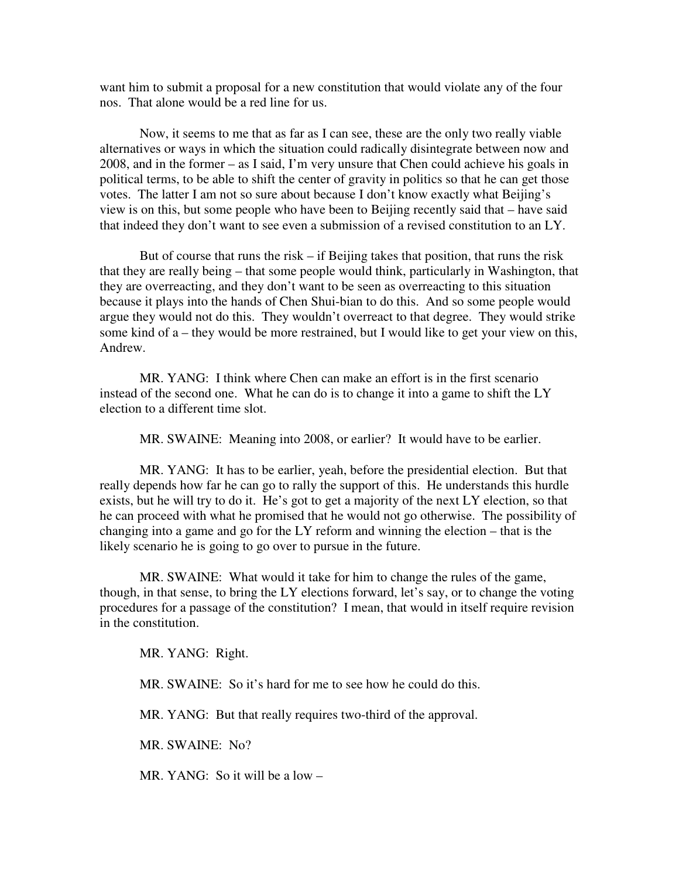want him to submit a proposal for a new constitution that would violate any of the four nos. That alone would be a red line for us.

Now, it seems to me that as far as I can see, these are the only two really viable alternatives or ways in which the situation could radically disintegrate between now and 2008, and in the former – as I said, I'm very unsure that Chen could achieve his goals in political terms, to be able to shift the center of gravity in politics so that he can get those votes. The latter I am not so sure about because I don't know exactly what Beijing's view is on this, but some people who have been to Beijing recently said that – have said that indeed they don't want to see even a submission of a revised constitution to an LY.

But of course that runs the risk – if Beijing takes that position, that runs the risk that they are really being – that some people would think, particularly in Washington, that they are overreacting, and they don't want to be seen as overreacting to this situation because it plays into the hands of Chen Shui-bian to do this. And so some people would argue they would not do this. They wouldn't overreact to that degree. They would strike some kind of a – they would be more restrained, but I would like to get your view on this, Andrew.

MR. YANG: I think where Chen can make an effort is in the first scenario instead of the second one. What he can do is to change it into a game to shift the LY election to a different time slot.

MR. SWAINE: Meaning into 2008, or earlier? It would have to be earlier.

MR. YANG: It has to be earlier, yeah, before the presidential election. But that really depends how far he can go to rally the support of this. He understands this hurdle exists, but he will try to do it. He's got to get a majority of the next LY election, so that he can proceed with what he promised that he would not go otherwise. The possibility of changing into a game and go for the LY reform and winning the election – that is the likely scenario he is going to go over to pursue in the future.

MR. SWAINE: What would it take for him to change the rules of the game, though, in that sense, to bring the LY elections forward, let's say, or to change the voting procedures for a passage of the constitution? I mean, that would in itself require revision in the constitution.

MR. YANG: Right.

MR. SWAINE: So it's hard for me to see how he could do this.

MR. YANG: But that really requires two-third of the approval.

MR. SWAINE: No?

MR. YANG: So it will be a low –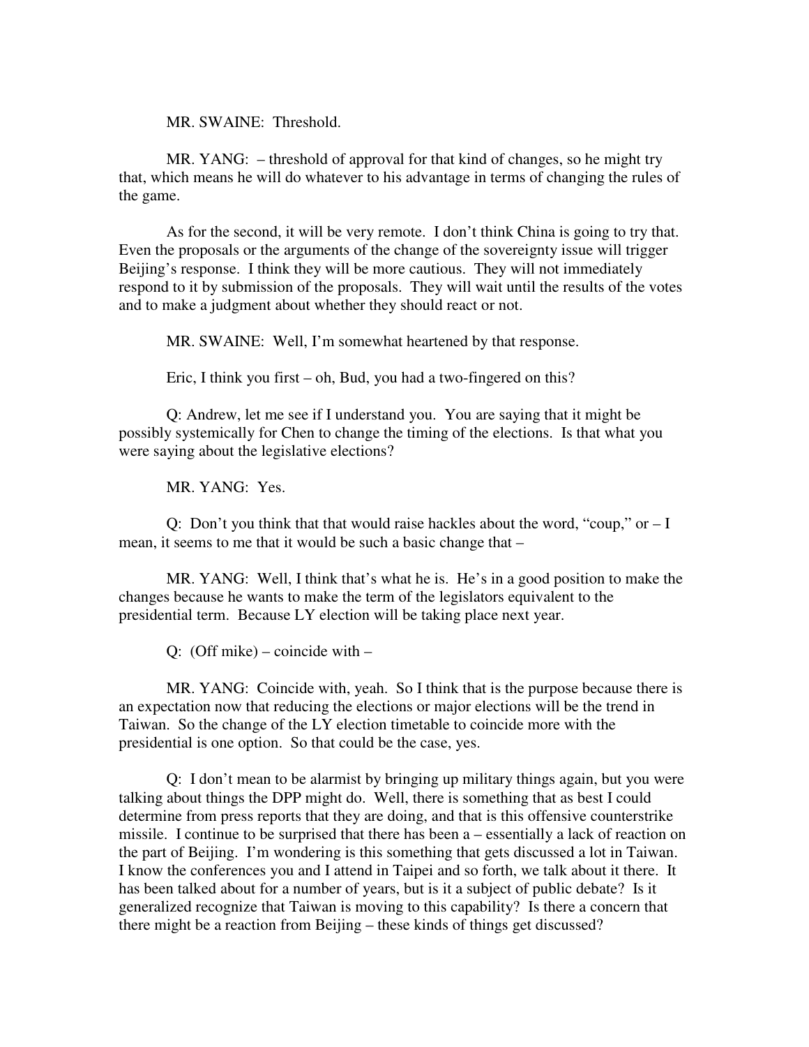MR. SWAINE: Threshold.

MR. YANG: – threshold of approval for that kind of changes, so he might try that, which means he will do whatever to his advantage in terms of changing the rules of the game.

As for the second, it will be very remote. I don't think China is going to try that. Even the proposals or the arguments of the change of the sovereignty issue will trigger Beijing's response. I think they will be more cautious. They will not immediately respond to it by submission of the proposals. They will wait until the results of the votes and to make a judgment about whether they should react or not.

MR. SWAINE: Well, I'm somewhat heartened by that response.

Eric, I think you first – oh, Bud, you had a two-fingered on this?

Q: Andrew, let me see if I understand you. You are saying that it might be possibly systemically for Chen to change the timing of the elections. Is that what you were saying about the legislative elections?

MR. YANG: Yes.

Q: Don't you think that that would raise hackles about the word, "coup," or – I mean, it seems to me that it would be such a basic change that –

MR. YANG: Well, I think that's what he is. He's in a good position to make the changes because he wants to make the term of the legislators equivalent to the presidential term. Because LY election will be taking place next year.

Q: (Off mike) – coincide with –

MR. YANG: Coincide with, yeah. So I think that is the purpose because there is an expectation now that reducing the elections or major elections will be the trend in Taiwan. So the change of the LY election timetable to coincide more with the presidential is one option. So that could be the case, yes.

Q: I don't mean to be alarmist by bringing up military things again, but you were talking about things the DPP might do. Well, there is something that as best I could determine from press reports that they are doing, and that is this offensive counterstrike missile. I continue to be surprised that there has been a – essentially a lack of reaction on the part of Beijing. I'm wondering is this something that gets discussed a lot in Taiwan. I know the conferences you and I attend in Taipei and so forth, we talk about it there. It has been talked about for a number of years, but is it a subject of public debate? Is it generalized recognize that Taiwan is moving to this capability? Is there a concern that there might be a reaction from Beijing – these kinds of things get discussed?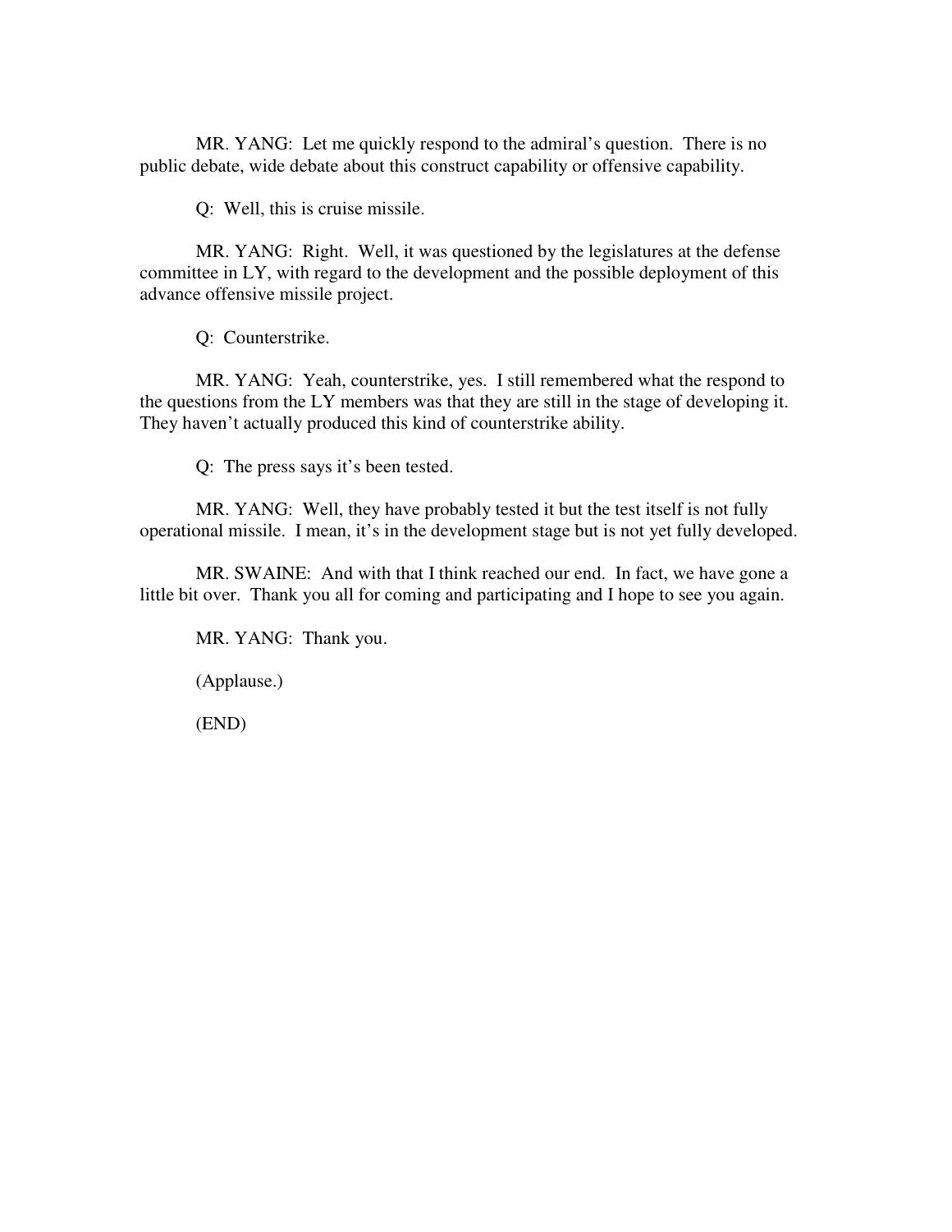MR. YANG: Let me quickly respond to the admiral's question. There is no public debate, wide debate about this construct capability or offensive capability.

Q: Well, this is cruise missile.

MR. YANG: Right. Well, it was questioned by the legislatures at the defense committee in LY, with regard to the development and the possible deployment of this advance offensive missile project.

Q: Counterstrike.

MR. YANG: Yeah, counterstrike, yes. I still remembered what the respond to the questions from the LY members was that they are still in the stage of developing it. They haven't actually produced this kind of counterstrike ability.

Q: The press says it's been tested.

MR. YANG: Well, they have probably tested it but the test itself is not fully operational missile. I mean, it's in the development stage but is not yet fully developed.

MR. SWAINE: And with that I think reached our end. In fact, we have gone a little bit over. Thank you all for coming and participating and I hope to see you again.

MR. YANG: Thank you.

(Applause.)

(END)